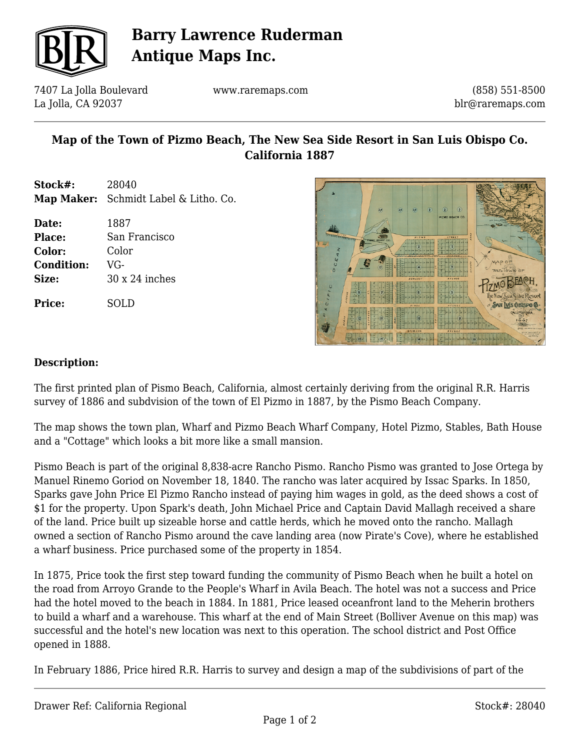# Barry Lawrence Ruderman Antique Maps Inc.

7407 La Jolla Boulevard
La Jolla, CA 92037

www.raremaps.com

(858) 551-8500
blr@raremaps.com

## Map of the Town of Pizmo Beach, The New Sea Side Resort in San Luis Obispo Co. California 1887

**Stock#:** 28040
**Map Maker:** Schmidt Label & Litho. Co.

**Date:** 1887
**Place:** San Francisco
**Color:** Color
**Condition:** VG-
**Size:** 30 x 24 inches

**Price:** SOLD

### Description:

The first printed plan of Pismo Beach, California, almost certainly deriving from the original R.R. Harris survey of 1886 and subdvision of the town of El Pizmo in 1887, by the Pismo Beach Company.

The map shows the town plan, Wharf and Pizmo Beach Wharf Company, Hotel Pizmo, Stables, Bath House and a "Cottage" which looks a bit more like a small mansion.

Pismo Beach is part of the original 8,838-acre Rancho Pismo. Rancho Pismo was granted to Jose Ortega by Manuel Rinemo Goriod on November 18, 1840. The rancho was later acquired by Issac Sparks. In 1850, Sparks gave John Price El Pizmo Rancho instead of paying him wages in gold, as the deed shows a cost of $1 for the property. Upon Spark's death, John Michael Price and Captain David Mallagh received a share of the land. Price built up sizeable horse and cattle herds, which he moved onto the rancho. Mallagh owned a section of Rancho Pismo around the cave landing area (now Pirate's Cove), where he established a wharf business. Price purchased some of the property in 1854.

In 1875, Price took the first step toward funding the community of Pismo Beach when he built a hotel on the road from Arroyo Grande to the People's Wharf in Avila Beach. The hotel was not a success and Price had the hotel moved to the beach in 1884. In 1881, Price leased oceanfront land to the Meherin brothers to build a wharf and a warehouse. This wharf at the end of Main Street (Bolliver Avenue on this map) was successful and the hotel's new location was next to this operation. The school district and Post Office opened in 1888.

In February 1886, Price hired R.R. Harris to survey and design a map of the subdivisions of part of the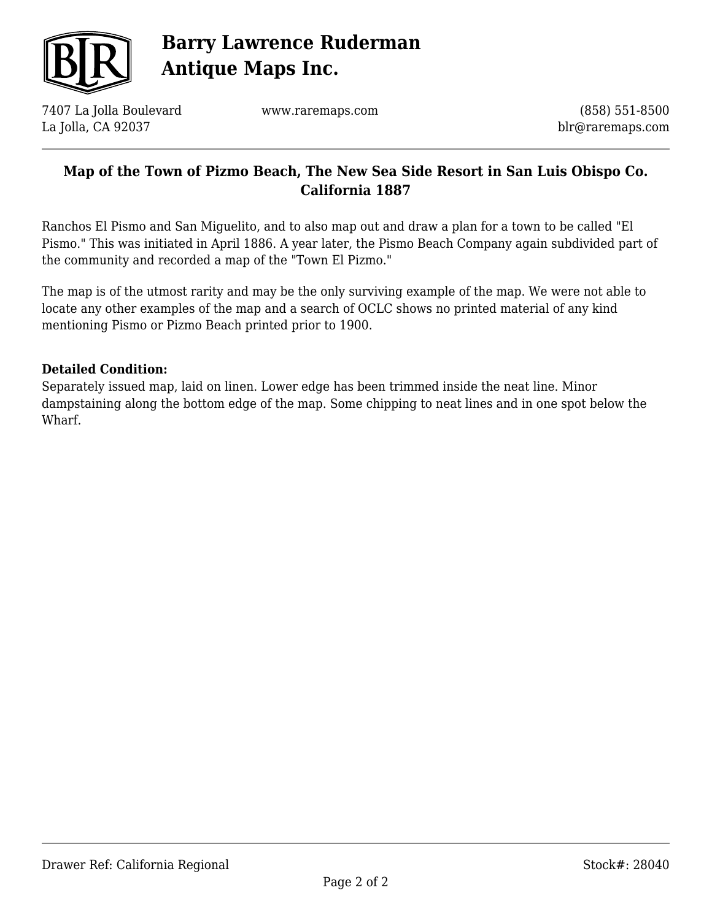## Map of the Town of Pizmo Beach, The New Sea Side Resort in San Luis Obispo Co. California 1887

Ranchos El Pismo and San Miguelito, and to also map out and draw a plan for a town to be called "El Pismo." This was initiated in April 1886. A year later, the Pismo Beach Company again subdivided part of the community and recorded a map of the "Town El Pizmo."

The map is of the utmost rarity and may be the only surviving example of the map. We were not able to locate any other examples of the map and a search of OCLC shows no printed material of any kind mentioning Pismo or Pizmo Beach printed prior to 1900.

**Detailed Condition:**
Separately issued map, laid on linen. Lower edge has been trimmed inside the neat line. Minor dampstaining along the bottom edge of the map. Some chipping to neat lines and in one spot below the Wharf.

Drawer Ref: California Regional

Stock#: 28040